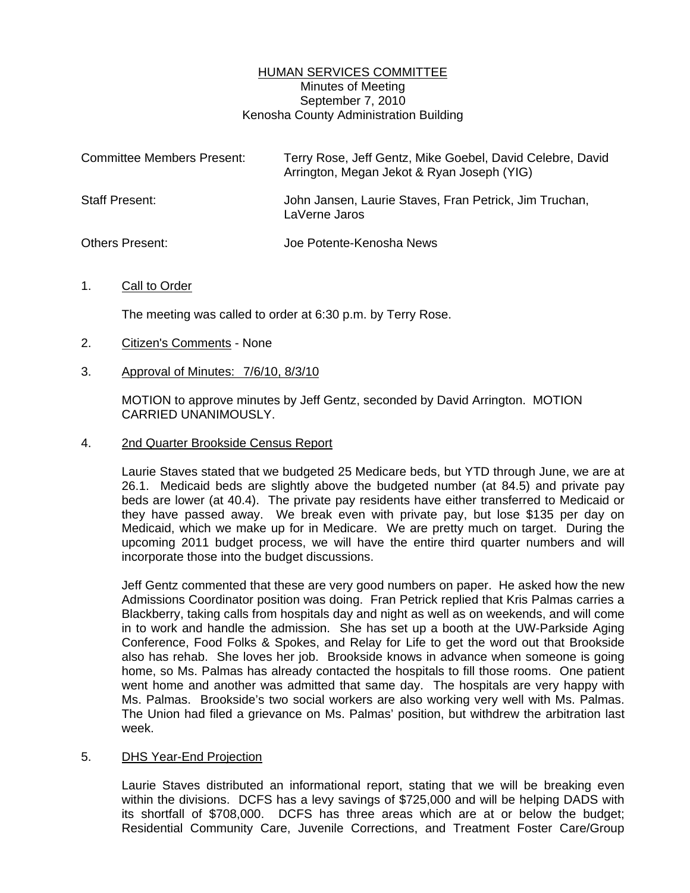# HUMAN SERVICES COMMITTEE

Minutes of Meeting
September 7, 2010
Kenosha County Administration Building

| | |
|---|---|
| Committee Members Present: | Terry Rose, Jeff Gentz, Mike Goebel, David Celebre, David Arrington, Megan Jekot & Ryan Joseph (YIG) |
| Staff Present: | John Jansen, Laurie Staves, Fran Petrick, Jim Truchan, LaVerne Jaros |
| Others Present: | Joe Potente-Kenosha News |

1. Call to Order

   The meeting was called to order at 6:30 p.m. by Terry Rose.

2. Citizen's Comments - None

3. Approval of Minutes: 7/6/10, 8/3/10

   MOTION to approve minutes by Jeff Gentz, seconded by David Arrington. MOTION CARRIED UNANIMOUSLY.

4. 2nd Quarter Brookside Census Report

   Laurie Staves stated that we budgeted 25 Medicare beds, but YTD through June, we are at 26.1. Medicaid beds are slightly above the budgeted number (at 84.5) and private pay beds are lower (at 40.4). The private pay residents have either transferred to Medicaid or they have passed away. We break even with private pay, but lose $135 per day on Medicaid, which we make up for in Medicare. We are pretty much on target. During the upcoming 2011 budget process, we will have the entire third quarter numbers and will incorporate those into the budget discussions.

   Jeff Gentz commented that these are very good numbers on paper. He asked how the new Admissions Coordinator position was doing. Fran Petrick replied that Kris Palmas carries a Blackberry, taking calls from hospitals day and night as well as on weekends, and will come in to work and handle the admission. She has set up a booth at the UW-Parkside Aging Conference, Food Folks & Spokes, and Relay for Life to get the word out that Brookside also has rehab. She loves her job. Brookside knows in advance when someone is going home, so Ms. Palmas has already contacted the hospitals to fill those rooms. One patient went home and another was admitted that same day. The hospitals are very happy with Ms. Palmas. Brookside's two social workers are also working very well with Ms. Palmas. The Union had filed a grievance on Ms. Palmas' position, but withdrew the arbitration last week.

5. DHS Year-End Projection

   Laurie Staves distributed an informational report, stating that we will be breaking even within the divisions. DCFS has a levy savings of $725,000 and will be helping DADS with its shortfall of $708,000. DCFS has three areas which are at or below the budget; Residential Community Care, Juvenile Corrections, and Treatment Foster Care/Group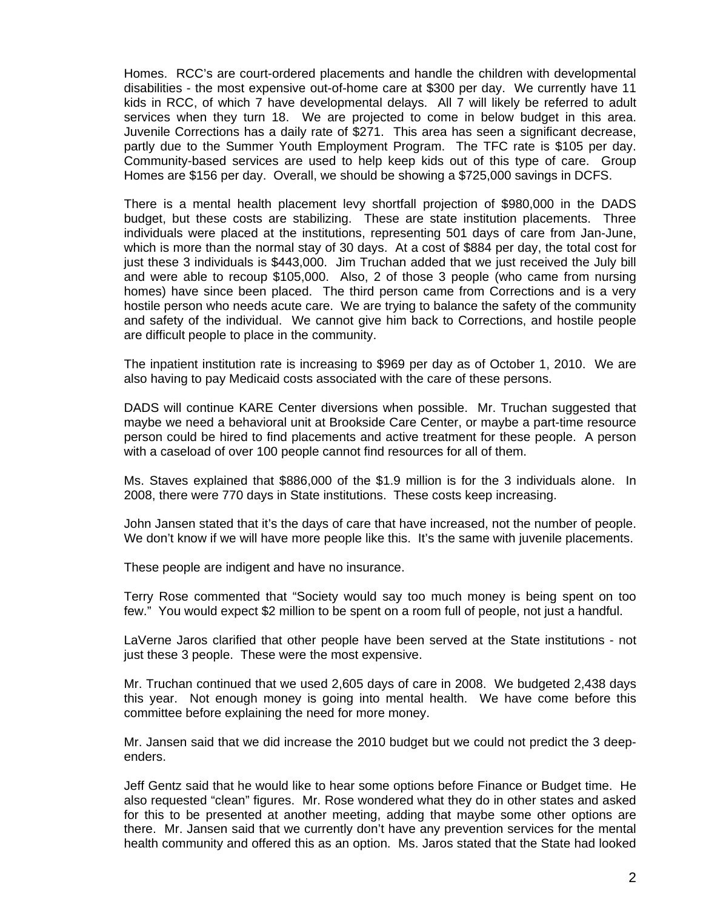Homes. RCC's are court-ordered placements and handle the children with developmental disabilities - the most expensive out-of-home care at $300 per day. We currently have 11 kids in RCC, of which 7 have developmental delays. All 7 will likely be referred to adult services when they turn 18. We are projected to come in below budget in this area. Juvenile Corrections has a daily rate of $271. This area has seen a significant decrease, partly due to the Summer Youth Employment Program. The TFC rate is $105 per day. Community-based services are used to help keep kids out of this type of care. Group Homes are $156 per day. Overall, we should be showing a $725,000 savings in DCFS.

There is a mental health placement levy shortfall projection of $980,000 in the DADS budget, but these costs are stabilizing. These are state institution placements. Three individuals were placed at the institutions, representing 501 days of care from Jan-June, which is more than the normal stay of 30 days. At a cost of $884 per day, the total cost for just these 3 individuals is $443,000. Jim Truchan added that we just received the July bill and were able to recoup $105,000. Also, 2 of those 3 people (who came from nursing homes) have since been placed. The third person came from Corrections and is a very hostile person who needs acute care. We are trying to balance the safety of the community and safety of the individual. We cannot give him back to Corrections, and hostile people are difficult people to place in the community.

The inpatient institution rate is increasing to $969 per day as of October 1, 2010. We are also having to pay Medicaid costs associated with the care of these persons.

DADS will continue KARE Center diversions when possible. Mr. Truchan suggested that maybe we need a behavioral unit at Brookside Care Center, or maybe a part-time resource person could be hired to find placements and active treatment for these people. A person with a caseload of over 100 people cannot find resources for all of them.

Ms. Staves explained that $886,000 of the $1.9 million is for the 3 individuals alone. In 2008, there were 770 days in State institutions. These costs keep increasing.

John Jansen stated that it's the days of care that have increased, not the number of people. We don't know if we will have more people like this. It's the same with juvenile placements.

These people are indigent and have no insurance.

Terry Rose commented that "Society would say too much money is being spent on too few." You would expect $2 million to be spent on a room full of people, not just a handful.

LaVerne Jaros clarified that other people have been served at the State institutions - not just these 3 people. These were the most expensive.

Mr. Truchan continued that we used 2,605 days of care in 2008. We budgeted 2,438 days this year. Not enough money is going into mental health. We have come before this committee before explaining the need for more money.

Mr. Jansen said that we did increase the 2010 budget but we could not predict the 3 deep-enders.

Jeff Gentz said that he would like to hear some options before Finance or Budget time. He also requested "clean" figures. Mr. Rose wondered what they do in other states and asked for this to be presented at another meeting, adding that maybe some other options are there. Mr. Jansen said that we currently don't have any prevention services for the mental health community and offered this as an option. Ms. Jaros stated that the State had looked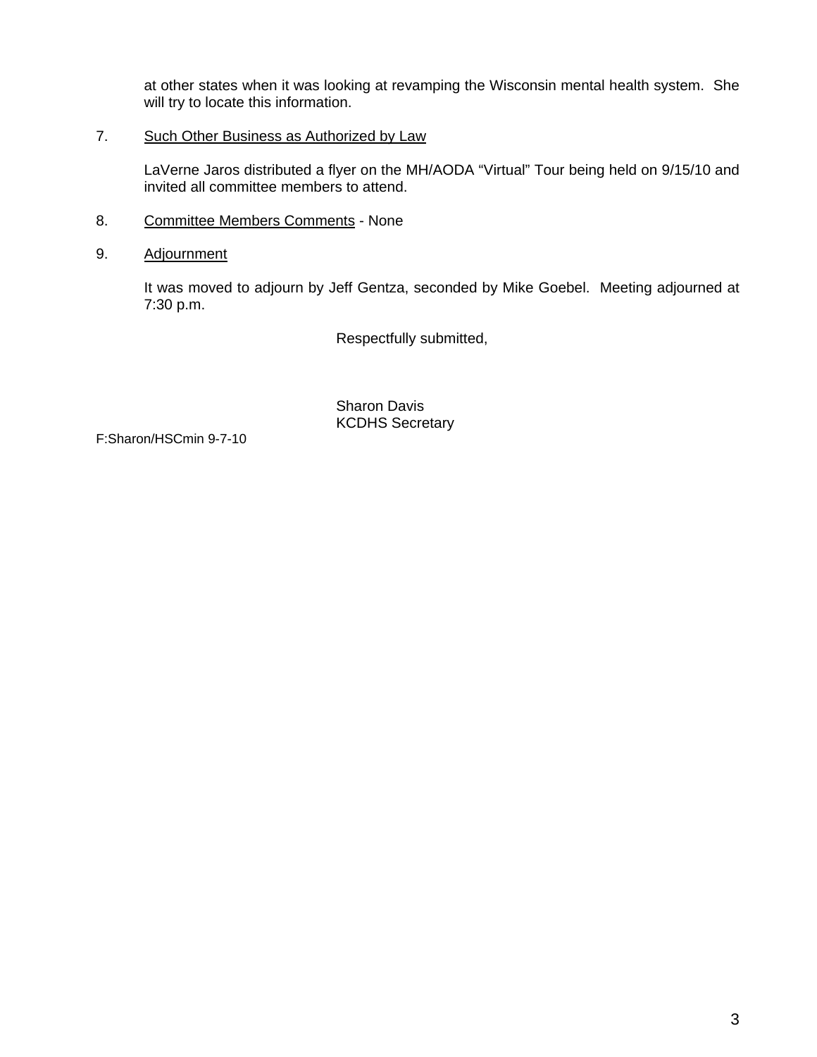at other states when it was looking at revamping the Wisconsin mental health system. She will try to locate this information.

7. Such Other Business as Authorized by Law

   LaVerne Jaros distributed a flyer on the MH/AODA "Virtual" Tour being held on 9/15/10 and invited all committee members to attend.

8. Committee Members Comments - None

9. Adjournment

   It was moved to adjourn by Jeff Gentza, seconded by Mike Goebel. Meeting adjourned at 7:30 p.m.

Respectfully submitted,

Sharon Davis
KCDHS Secretary

F:Sharon/HSCmin 9-7-10